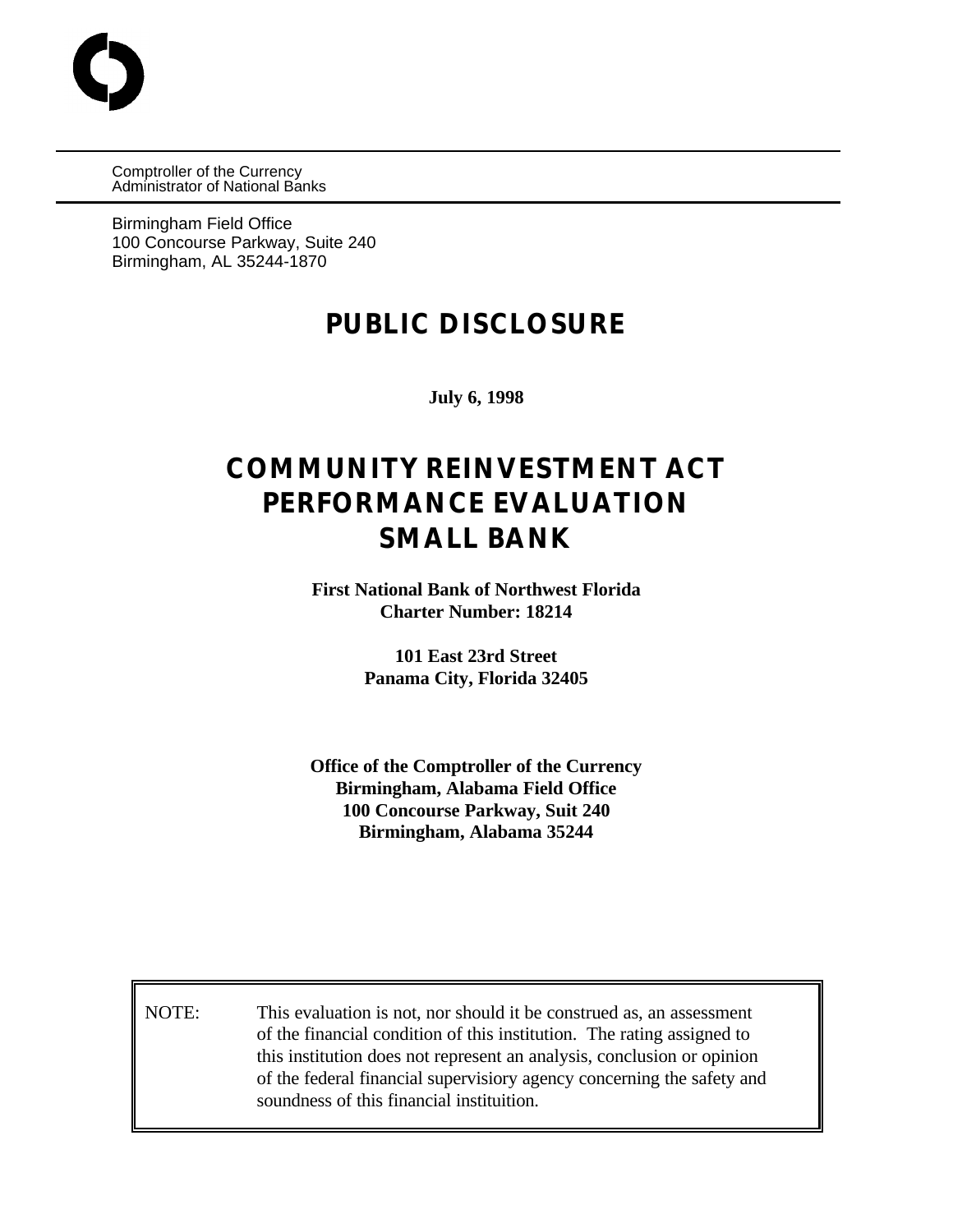Comptroller of the Currency
Administrator of National Banks

Birmingham Field Office
100 Concourse Parkway, Suite 240
Birmingham, AL 35244-1870

# PUBLIC DISCLOSURE

**July 6, 1998**

# COMMUNITY REINVESTMENT ACT
# PERFORMANCE EVALUATION
# SMALL BANK

**First National Bank of Northwest Florida**
**Charter Number: 18214**

**101 East 23rd Street**
**Panama City, Florida 32405**

**Office of the Comptroller of the Currency**
**Birmingham, Alabama Field Office**
**100 Concourse Parkway, Suit 240**
**Birmingham, Alabama 35244**

NOTE: This evaluation is not, nor should it be construed as, an assessment of the financial condition of this institution. The rating assigned to this institution does not represent an analysis, conclusion or opinion of the federal financial supervisiory agency concerning the safety and soundness of this financial instituition.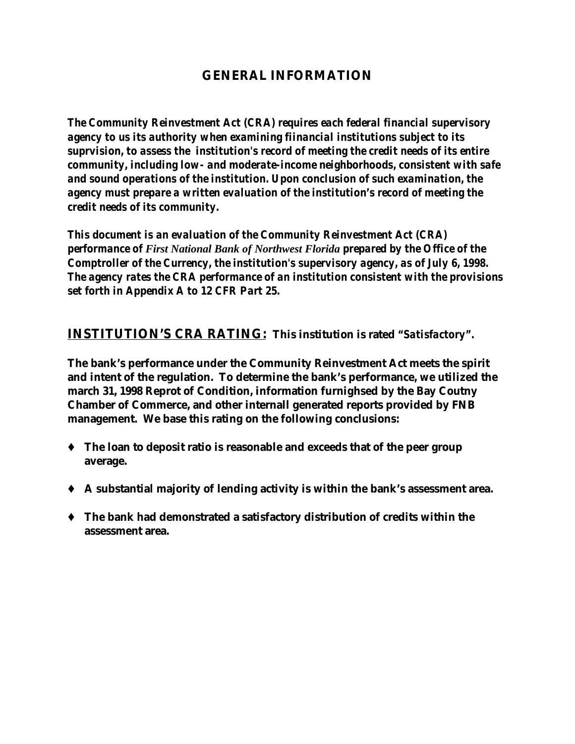## GENERAL INFORMATION

***The Community Reinvestment Act (CRA) requires each federal financial supervisory agency to us its authority when examining fiinancial institutions subject to its suprvision, to assess the institution's record of meeting the credit needs of its entire community, including low- and moderate-income neighborhoods, consistent with safe and sound operations of the institution. Upon conclusion of such examination, the agency must prepare a written evaluation of the institution's record of meeting the credit needs of its community.***

***This document is an evaluation of the Community Reinvestment Act (CRA) performance of First National Bank of Northwest Florida prepared by the Office of the Comptroller of the Currency, the institution's supervisory agency, as of July 6, 1998. The agency rates the CRA performance of an institution consistent with the provisions set forth in Appendix A to 12 CFR Part 25.***

**INSTITUTION'S CRA RATING:** ***This institution is rated "Satisfactory".***

**The bank's performance under the Community Reinvestment Act meets the spirit and intent of the regulation. To determine the bank's performance, we utilized the march 31, 1998 Reprot of Condition, information furnighsed by the Bay Coutny Chamber of Commerce, and other internall generated reports provided by FNB management. We base this rating on the following conclusions:**

- **The loan to deposit ratio is reasonable and exceeds that of the peer group average.**
- **A substantial majority of lending activity is within the bank's assessment area.**
- **The bank had demonstrated a satisfactory distribution of credits within the assessment area.**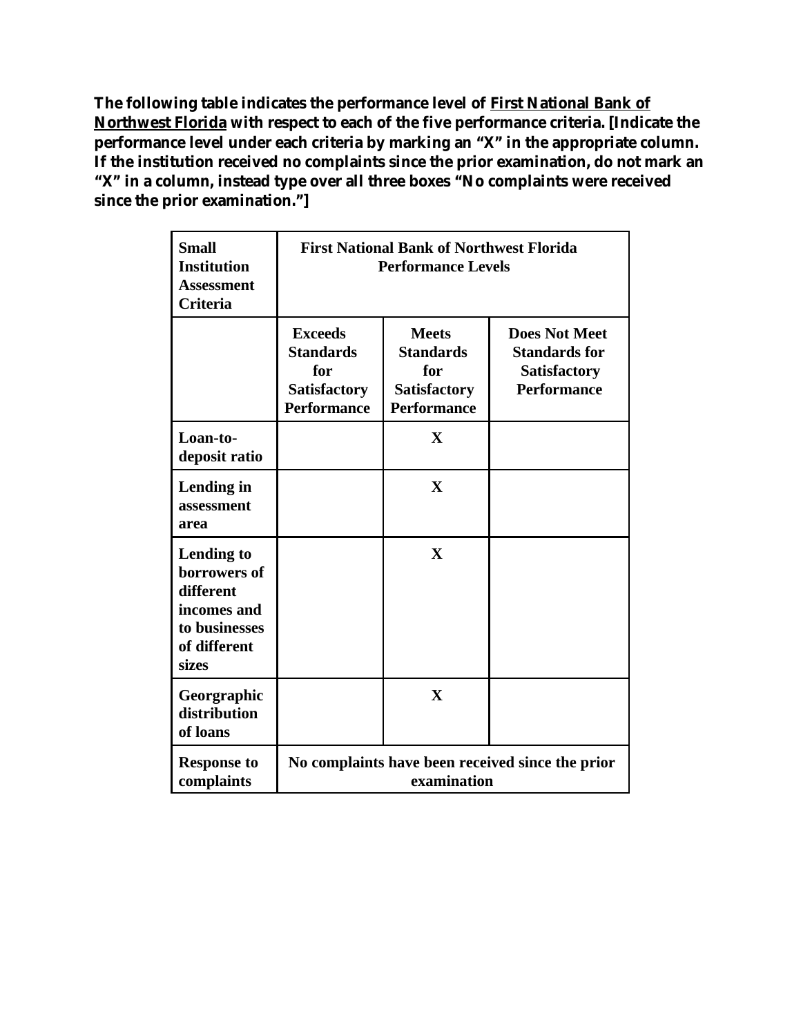**The following table indicates the performance level of <u>First National Bank of Northwest Florida</u> with respect to each of the five performance criteria. [Indicate the performance level under each criteria by marking an "X" in the appropriate column. If the institution received no complaints since the prior examination, do not mark an "X" in a column, instead type over all three boxes "No complaints were received since the prior examination."]**

| **Small Institution Assessment Criteria** | **First National Bank of Northwest Florida Performance Levels** | | |
|---|---|---|---|
| | **Exceeds Standards for Satisfactory Performance** | **Meets Standards for Satisfactory Performance** | **Does Not Meet Standards for Satisfactory Performance** |
| **Loan-to-deposit ratio** | | **X** | |
| **Lending in assessment area** | | **X** | |
| **Lending to borrowers of different incomes and to businesses of different sizes** | | **X** | |
| **Georgraphic distribution of loans** | | **X** | |
| **Response to complaints** | **No complaints have been received since the prior examination** | | |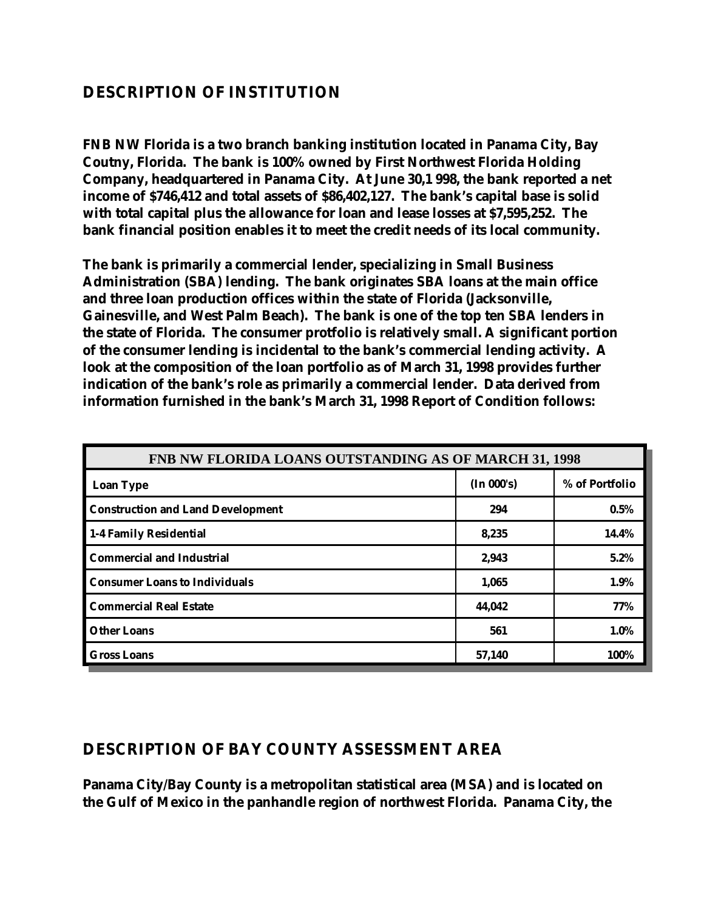## DESCRIPTION OF INSTITUTION

**FNB NW Florida is a two branch banking institution located in Panama City, Bay Coutny, Florida. The bank is 100% owned by First Northwest Florida Holding Company, headquartered in Panama City. At June 30,1 998, the bank reported a net income of $746,412 and total assets of $86,402,127. The bank's capital base is solid with total capital plus the allowance for loan and lease losses at $7,595,252. The bank financial position enables it to meet the credit needs of its local community.**

**The bank is primarily a commercial lender, specializing in Small Business Administration (SBA) lending. The bank originates SBA loans at the main office and three loan production offices within the state of Florida (Jacksonville, Gainesville, and West Palm Beach). The bank is one of the top ten SBA lenders in the state of Florida. The consumer protfolio is relatively small. A significant portion of the consumer lending is incidental to the bank's commercial lending activity. A look at the composition of the loan portfolio as of March 31, 1998 provides further indication of the bank's role as primarily a commercial lender. Data derived from information furnished in the bank's March 31, 1998 Report of Condition follows:**

| FNB NW FLORIDA LOANS OUTSTANDING AS OF MARCH 31, 1998 | | |
|---|---|---|
| **Loan Type** | **(In 000's)** | **% of Portfolio** |
| Construction and Land Development | 294 | 0.5% |
| 1-4 Family Residential | 8,235 | 14.4% |
| Commercial and Industrial | 2,943 | 5.2% |
| Consumer Loans to Individuals | 1,065 | 1.9% |
| Commercial Real Estate | 44,042 | 77% |
| Other Loans | 561 | 1.0% |
| Gross Loans | 57,140 | 100% |

## DESCRIPTION OF BAY COUNTY ASSESSMENT AREA

**Panama City/Bay County is a metropolitan statistical area (MSA) and is located on the Gulf of Mexico in the panhandle region of northwest Florida. Panama City, the**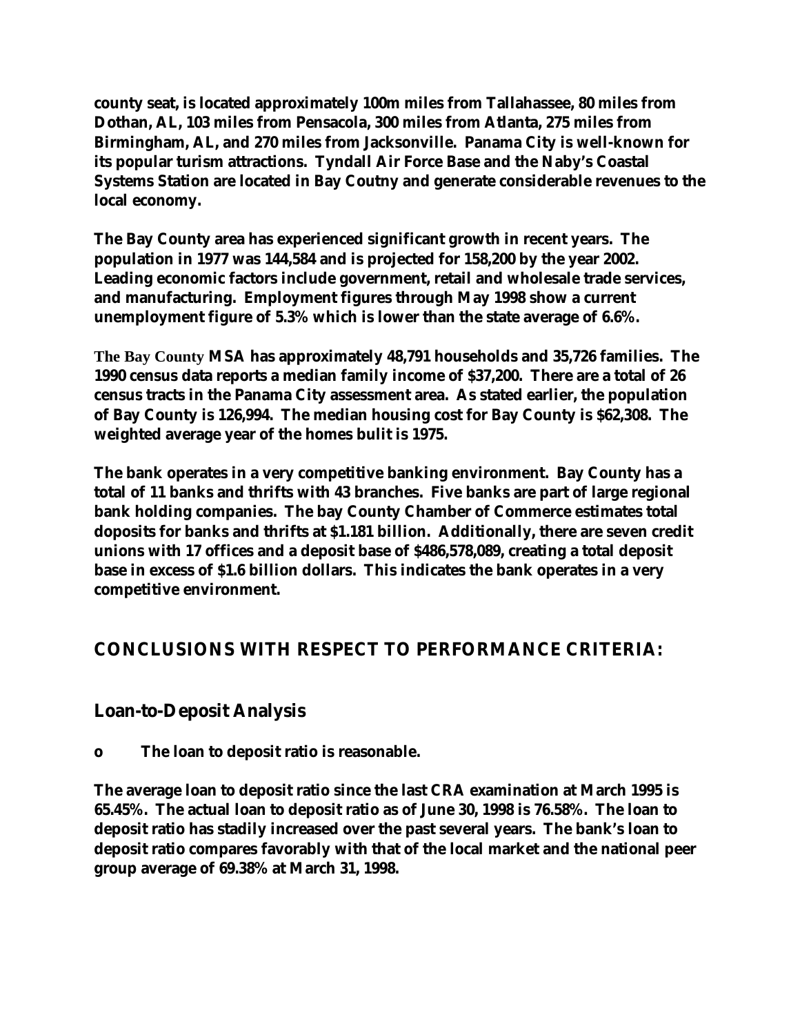**county seat, is located approximately 100m miles from Tallahassee, 80 miles from Dothan, AL, 103 miles from Pensacola, 300 miles from Atlanta, 275 miles from Birmingham, AL, and 270 miles from Jacksonville. Panama City is well-known for its popular turism attractions. Tyndall Air Force Base and the Naby's Coastal Systems Station are located in Bay Coutny and generate considerable revenues to the local economy.**

**The Bay County area has experienced significant growth in recent years. The population in 1977 was 144,584 and is projected for 158,200 by the year 2002. Leading economic factors include government, retail and wholesale trade services, and manufacturing. Employment figures through May 1998 show a current unemployment figure of 5.3% which is lower than the state average of 6.6%.**

**The Bay County MSA has approximately 48,791 households and 35,726 families. The 1990 census data reports a median family income of $37,200. There are a total of 26 census tracts in the Panama City assessment area. As stated earlier, the population of Bay County is 126,994. The median housing cost for Bay County is $62,308. The weighted average year of the homes bulit is 1975.**

**The bank operates in a very competitive banking environment. Bay County has a total of 11 banks and thrifts with 43 branches. Five banks are part of large regional bank holding companies. The bay County Chamber of Commerce estimates total doposits for banks and thrifts at $1.181 billion. Additionally, there are seven credit unions with 17 offices and a deposit base of $486,578,089, creating a total deposit base in excess of $1.6 billion dollars. This indicates the bank operates in a very competitive environment.**

## CONCLUSIONS WITH RESPECT TO PERFORMANCE CRITERIA:

### Loan-to-Deposit Analysis

- **The loan to deposit ratio is reasonable.**

**The average loan to deposit ratio since the last CRA examination at March 1995 is 65.45%. The actual loan to deposit ratio as of June 30, 1998 is 76.58%. The loan to deposit ratio has stadily increased over the past several years. The bank's loan to deposit ratio compares favorably with that of the local market and the national peer group average of 69.38% at March 31, 1998.**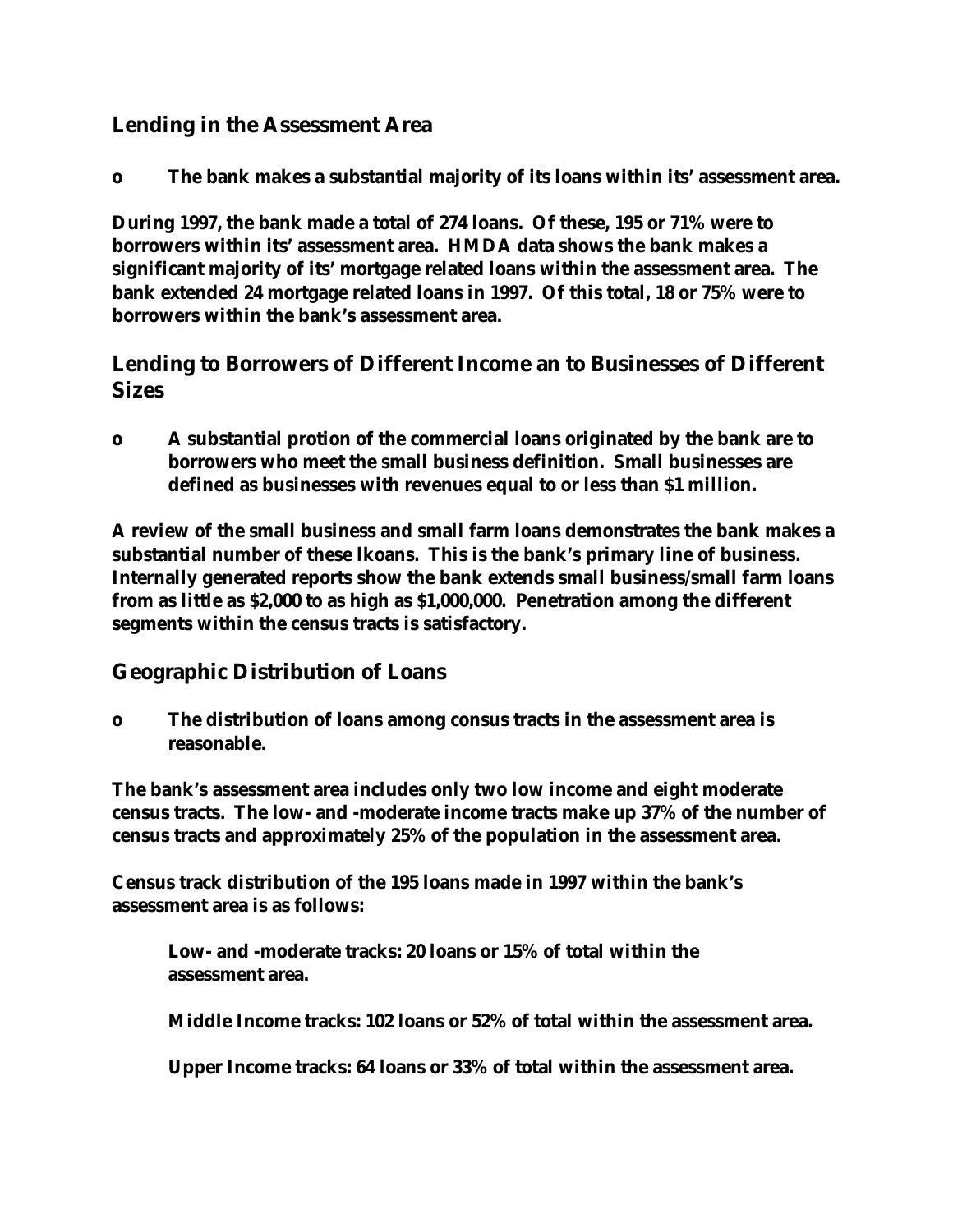## Lending in the Assessment Area

- **The bank makes a substantial majority of its loans within its' assessment area.**

**During 1997, the bank made a total of 274 loans. Of these, 195 or 71% were to borrowers within its' assessment area. HMDA data shows the bank makes a significant majority of its' mortgage related loans within the assessment area. The bank extended 24 mortgage related loans in 1997. Of this total, 18 or 75% were to borrowers within the bank's assessment area.**

## Lending to Borrowers of Different Income an to Businesses of Different Sizes

- **A substantial protion of the commercial loans originated by the bank are to borrowers who meet the small business definition. Small businesses are defined as businesses with revenues equal to or less than $1 million.**

**A review of the small business and small farm loans demonstrates the bank makes a substantial number of these lkoans. This is the bank's primary line of business. Internally generated reports show the bank extends small business/small farm loans from as little as $2,000 to as high as $1,000,000. Penetration among the different segments within the census tracts is satisfactory.**

## Geographic Distribution of Loans

- **The distribution of loans among consus tracts in the assessment area is reasonable.**

**The bank's assessment area includes only two low income and eight moderate census tracts. The low- and -moderate income tracts make up 37% of the number of census tracts and approximately 25% of the population in the assessment area.**

**Census track distribution of the 195 loans made in 1997 within the bank's assessment area is as follows:**

> **Low- and -moderate tracks: 20 loans or 15% of total within the assessment area.**
>
> **Middle Income tracks: 102 loans or 52% of total within the assessment area.**
>
> **Upper Income tracks: 64 loans or 33% of total within the assessment area.**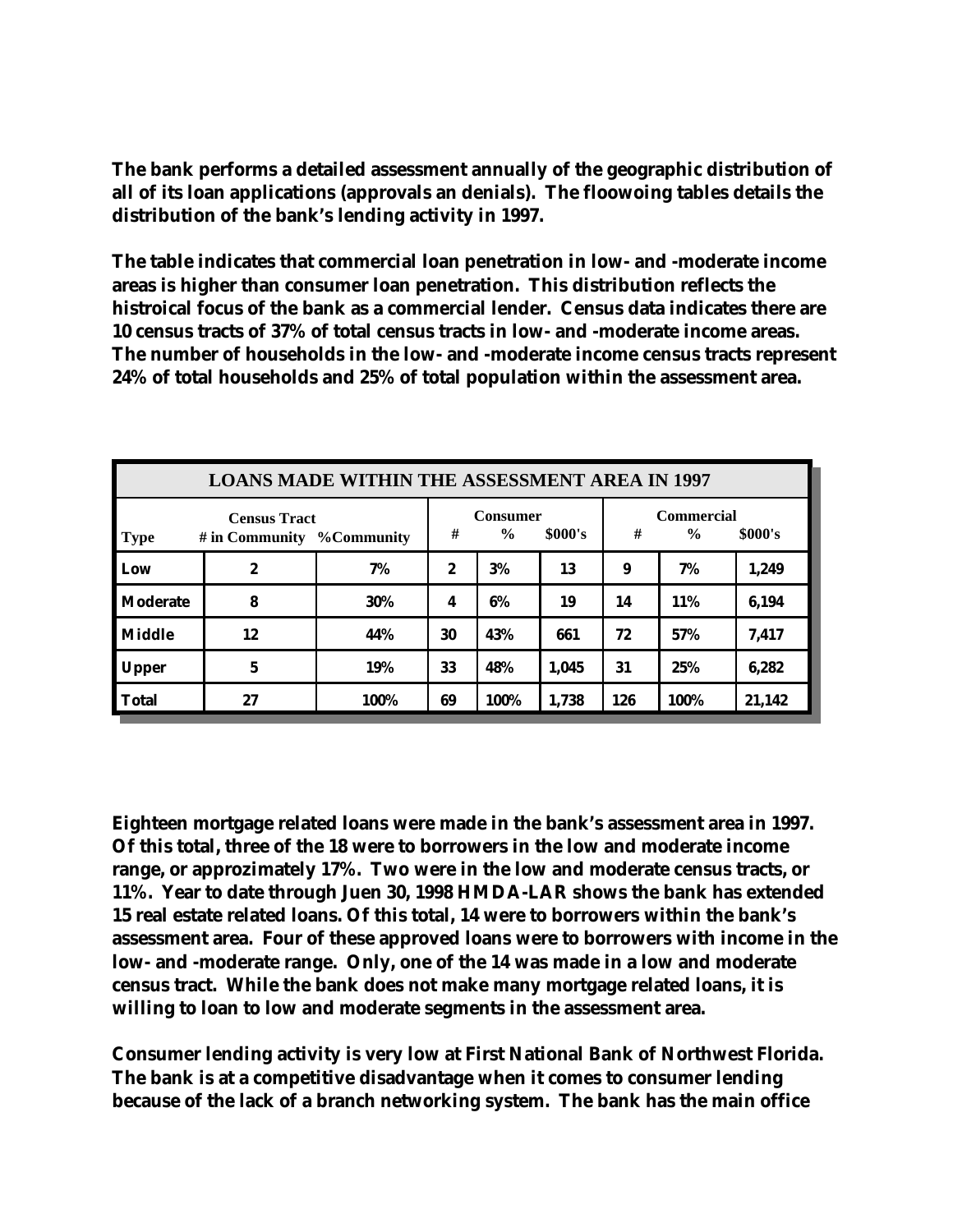**The bank performs a detailed assessment annually of the geographic distribution of all of its loan applications (approvals an denials). The floowoing tables details the distribution of the bank's lending activity in 1997.**

**The table indicates that commercial loan penetration in low- and -moderate income areas is higher than consumer loan penetration. This distribution reflects the histroical focus of the bank as a commercial lender. Census data indicates there are 10 census tracts of 37% of total census tracts in low- and -moderate income areas. The number of households in the low- and -moderate income census tracts represent 24% of total households and 25% of total population within the assessment area.**

| LOANS MADE WITHIN THE ASSESSMENT AREA IN 1997 | | | | | | | | |
|---|---|---|---|---|---|---|---|---|
| | Census Tract | | Consumer | | | Commercial | | |
| Type | # in Community | %Community | # | % | $000's | # | % | $000's |
| Low | 2 | 7% | 2 | 3% | 13 | 9 | 7% | 1,249 |
| Moderate | 8 | 30% | 4 | 6% | 19 | 14 | 11% | 6,194 |
| Middle | 12 | 44% | 30 | 43% | 661 | 72 | 57% | 7,417 |
| Upper | 5 | 19% | 33 | 48% | 1,045 | 31 | 25% | 6,282 |
| Total | 27 | 100% | 69 | 100% | 1,738 | 126 | 100% | 21,142 |

**Eighteen mortgage related loans were made in the bank's assessment area in 1997. Of this total, three of the 18 were to borrowers in the low and moderate income range, or approzimately 17%. Two were in the low and moderate census tracts, or 11%. Year to date through Juen 30, 1998 HMDA-LAR shows the bank has extended 15 real estate related loans. Of this total, 14 were to borrowers within the bank's assessment area. Four of these approved loans were to borrowers with income in the low- and -moderate range. Only, one of the 14 was made in a low and moderate census tract. While the bank does not make many mortgage related loans, it is willing to loan to low and moderate segments in the assessment area.**

**Consumer lending activity is very low at First National Bank of Northwest Florida. The bank is at a competitive disadvantage when it comes to consumer lending because of the lack of a branch networking system. The bank has the main office**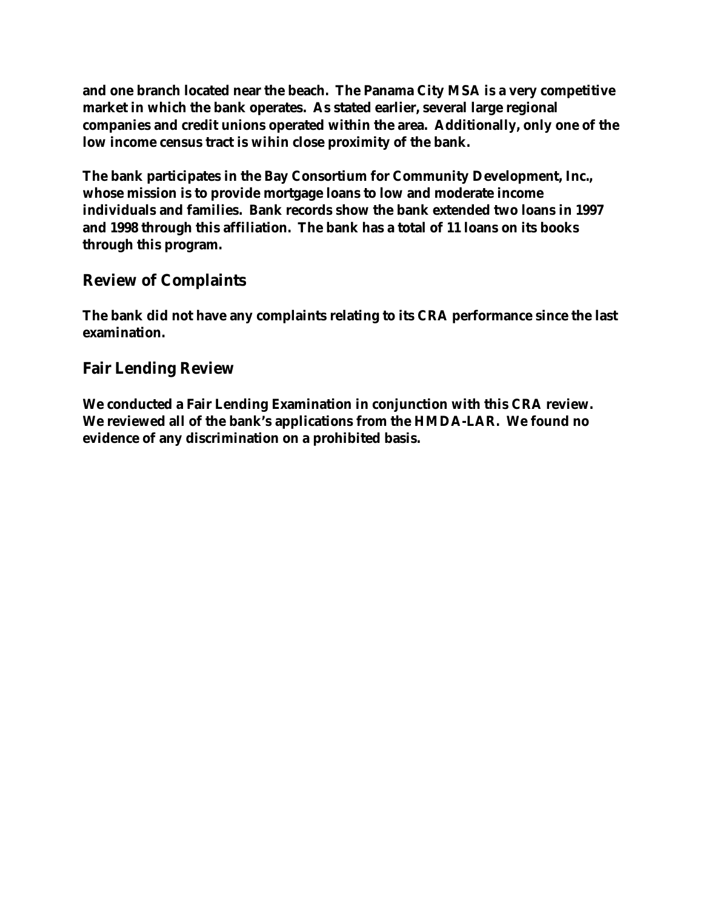and one branch located near the beach. The Panama City MSA is a very competitive market in which the bank operates. As stated earlier, several large regional companies and credit unions operated within the area. Additionally, only one of the low income census tract is wihin close proximity of the bank.

The bank participates in the Bay Consortium for Community Development, Inc., whose mission is to provide mortgage loans to low and moderate income individuals and families. Bank records show the bank extended two loans in 1997 and 1998 through this affiliation. The bank has a total of 11 loans on its books through this program.

## Review of Complaints

The bank did not have any complaints relating to its CRA performance since the last examination.

## Fair Lending Review

We conducted a Fair Lending Examination in conjunction with this CRA review. We reviewed all of the bank's applications from the HMDA-LAR. We found no evidence of any discrimination on a prohibited basis.